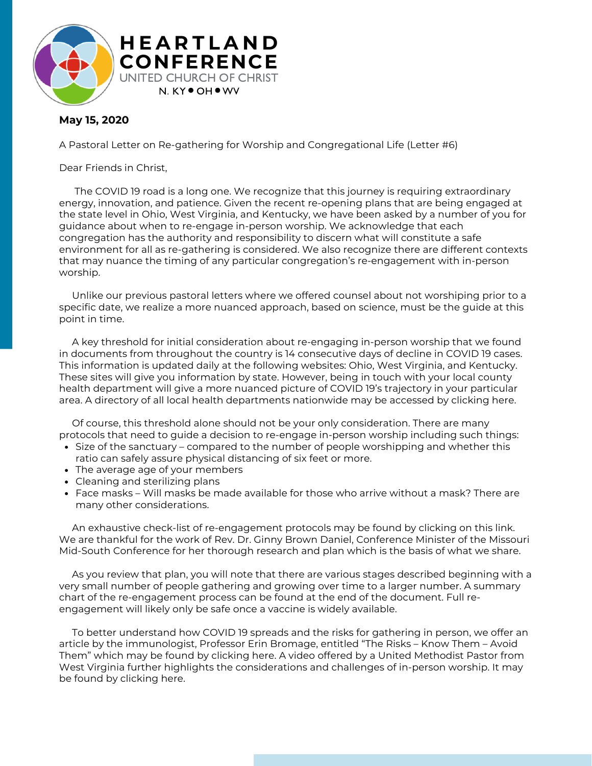HEARTLAND CONFERENCE

UNITED CHURCH OF CHRIST

N. KY • OH • WV

**May 15, 2020**

A Pastoral Letter on Re-gathering for Worship and Congregational Life (Letter #6)

Dear Friends in Christ,

The COVID 19 road is a long one. We recognize that this journey is requiring extraordinary energy, innovation, and patience. Given the recent re-opening plans that are being engaged at the state level in Ohio, West Virginia, and Kentucky, we have been asked by a number of you for guidance about when to re-engage in-person worship. We acknowledge that each congregation has the authority and responsibility to discern what will constitute a safe environment for all as re-gathering is considered. We also recognize there are different contexts that may nuance the timing of any particular congregation's re-engagement with in-person worship.

Unlike our previous pastoral letters where we offered counsel about not worshiping prior to a specific date, we realize a more nuanced approach, based on science, must be the guide at this point in time.

A key threshold for initial consideration about re-engaging in-person worship that we found in documents from throughout the country is 14 consecutive days of decline in COVID 19 cases. This information is updated daily at the following websites: Ohio, West Virginia, and Kentucky. These sites will give you information by state. However, being in touch with your local county health department will give a more nuanced picture of COVID 19's trajectory in your particular area. A directory of all local health departments nationwide may be accessed by clicking here.

Of course, this threshold alone should not be your only consideration. There are many protocols that need to guide a decision to re-engage in-person worship including such things:

- Size of the sanctuary – compared to the number of people worshipping and whether this ratio can safely assure physical distancing of six feet or more.
- The average age of your members
- Cleaning and sterilizing plans
- Face masks – Will masks be made available for those who arrive without a mask? There are many other considerations.

An exhaustive check-list of re-engagement protocols may be found by clicking on this link. We are thankful for the work of Rev. Dr. Ginny Brown Daniel, Conference Minister of the Missouri Mid-South Conference for her thorough research and plan which is the basis of what we share.

As you review that plan, you will note that there are various stages described beginning with a very small number of people gathering and growing over time to a larger number. A summary chart of the re-engagement process can be found at the end of the document. Full re-engagement will likely only be safe once a vaccine is widely available.

To better understand how COVID 19 spreads and the risks for gathering in person, we offer an article by the immunologist, Professor Erin Bromage, entitled "The Risks – Know Them – Avoid Them" which may be found by clicking here. A video offered by a United Methodist Pastor from West Virginia further highlights the considerations and challenges of in-person worship. It may be found by clicking here.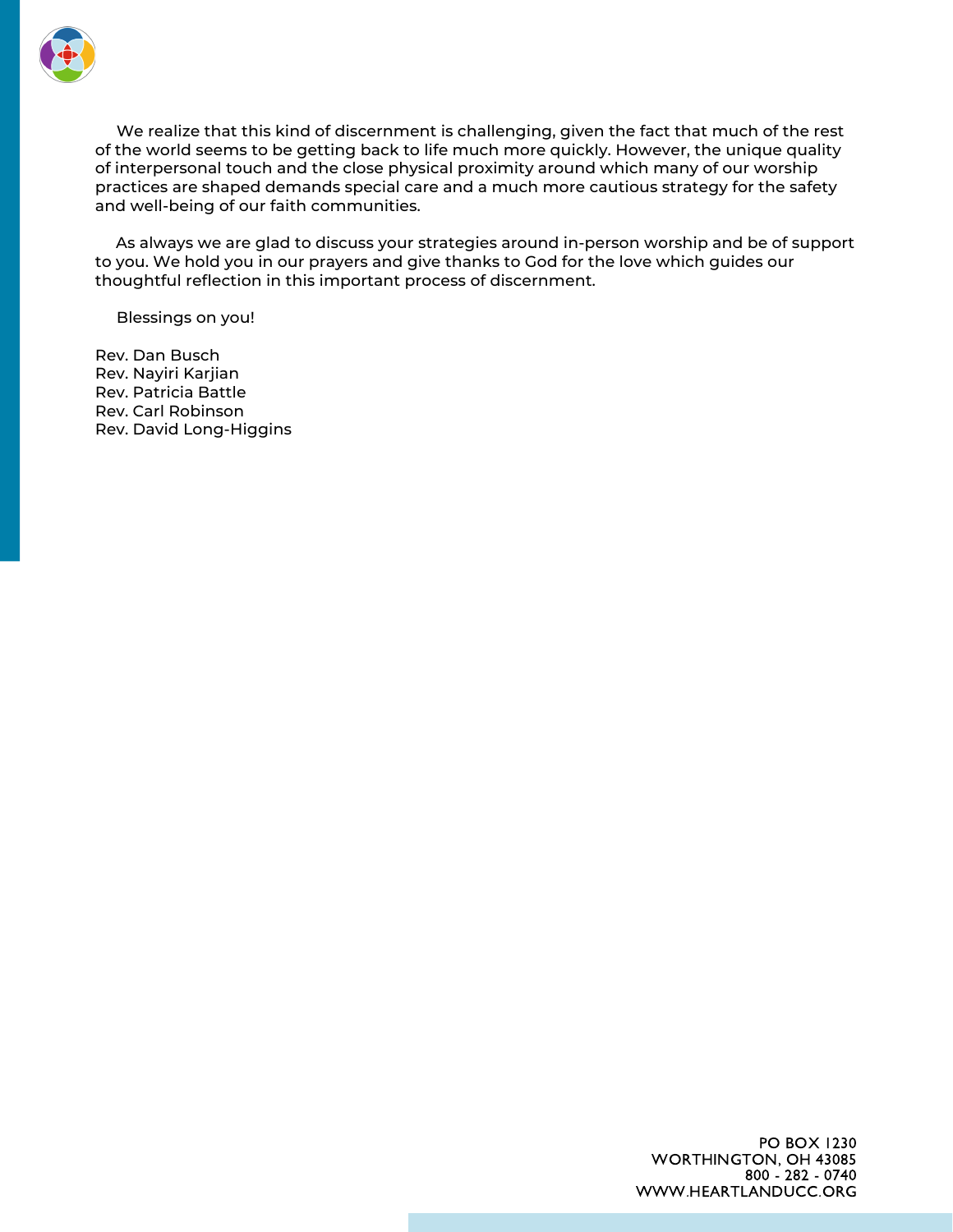We realize that this kind of discernment is challenging, given the fact that much of the rest of the world seems to be getting back to life much more quickly. However, the unique quality of interpersonal touch and the close physical proximity around which many of our worship practices are shaped demands special care and a much more cautious strategy for the safety and well-being of our faith communities.

As always we are glad to discuss your strategies around in-person worship and be of support to you. We hold you in our prayers and give thanks to God for the love which guides our thoughtful reflection in this important process of discernment.

Blessings on you!

Rev. Dan Busch
Rev. Nayiri Karjian
Rev. Patricia Battle
Rev. Carl Robinson
Rev. David Long-Higgins

PO BOX 1230
WORTHINGTON, OH 43085
800 - 282 - 0740
WWW.HEARTLANDUCC.ORG